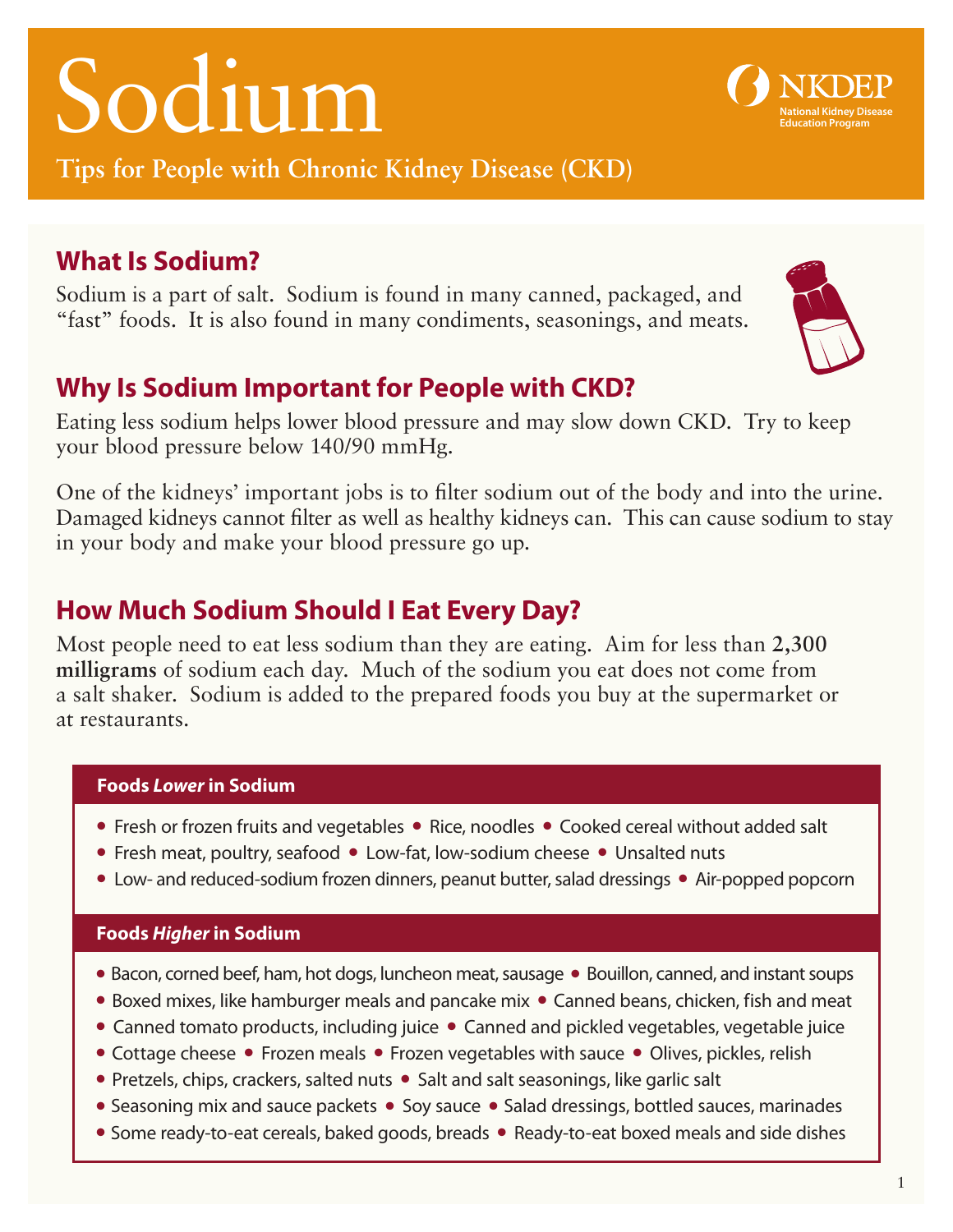# Sodium

NKDEP
National Kidney Disease Education Program

**Tips for People with Chronic Kidney Disease (CKD)**

## What Is Sodium?

Sodium is a part of salt. Sodium is found in many canned, packaged, and "fast" foods. It is also found in many condiments, seasonings, and meats.

## Why Is Sodium Important for People with CKD?

Eating less sodium helps lower blood pressure and may slow down CKD. Try to keep your blood pressure below 140/90 mmHg.

One of the kidneys' important jobs is to filter sodium out of the body and into the urine. Damaged kidneys cannot filter as well as healthy kidneys can. This can cause sodium to stay in your body and make your blood pressure go up.

## How Much Sodium Should I Eat Every Day?

Most people need to eat less sodium than they are eating. Aim for less than **2,300 milligrams** of sodium each day. Much of the sodium you eat does not come from a salt shaker. Sodium is added to the prepared foods you buy at the supermarket or at restaurants.

### Foods *Lower* in Sodium

- Fresh or frozen fruits and vegetables
- Rice, noodles
- Cooked cereal without added salt
- Fresh meat, poultry, seafood
- Low-fat, low-sodium cheese
- Unsalted nuts
- Low- and reduced-sodium frozen dinners, peanut butter, salad dressings
- Air-popped popcorn

### Foods *Higher* in Sodium

- Bacon, corned beef, ham, hot dogs, luncheon meat, sausage
- Bouillon, canned, and instant soups
- Boxed mixes, like hamburger meals and pancake mix
- Canned beans, chicken, fish and meat
- Canned tomato products, including juice
- Canned and pickled vegetables, vegetable juice
- Cottage cheese
- Frozen meals
- Frozen vegetables with sauce
- Olives, pickles, relish
- Pretzels, chips, crackers, salted nuts
- Salt and salt seasonings, like garlic salt
- Seasoning mix and sauce packets
- Soy sauce
- Salad dressings, bottled sauces, marinades
- Some ready-to-eat cereals, baked goods, breads
- Ready-to-eat boxed meals and side dishes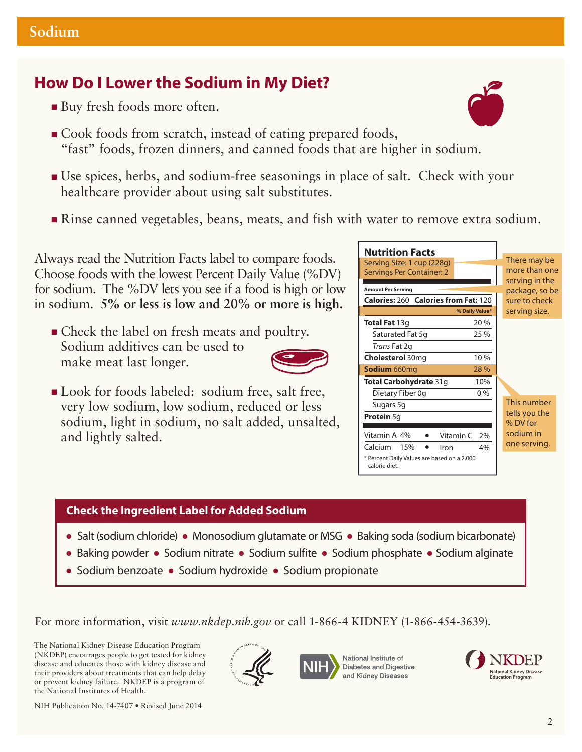## Sodium

# How Do I Lower the Sodium in My Diet?

- Buy fresh foods more often.
- Cook foods from scratch, instead of eating prepared foods, "fast" foods, frozen dinners, and canned foods that are higher in sodium.
- Use spices, herbs, and sodium-free seasonings in place of salt. Check with your healthcare provider about using salt substitutes.
- Rinse canned vegetables, beans, meats, and fish with water to remove extra sodium.

Always read the Nutrition Facts label to compare foods. Choose foods with the lowest Percent Daily Value (%DV) for sodium. The %DV lets you see if a food is high or low in sodium. **5% or less is low and 20% or more is high.**

- Check the label on fresh meats and poultry. Sodium additives can be used to make meat last longer.
- Look for foods labeled: sodium free, salt free, very low sodium, low sodium, reduced or less sodium, light in sodium, no salt added, unsalted, and lightly salted.

**Nutrition Facts**

Serving Size: 1 cup (228g)
Servings Per Container: 2

| Amount Per Serving | |
|---|---|
| **Calories:** 260 | **Calories from Fat:** 120 |
| | % Daily Value* |
| **Total Fat** 13g | 20 % |
| Saturated Fat 5g | 25 % |
| *Trans* Fat 2g | |
| **Cholesterol** 30mg | 10 % |
| **Sodium** 660mg | 28 % |
| **Total Carbohydrate** 31g | 10% |
| Dietary Fiber 0g | 0 % |
| Sugars 5g | |
| **Protein** 5g | |
| Vitamin A 4% • Vitamin C 2% | |
| Calcium 15% • Iron 4% | |

\* Percent Daily Values are based on a 2,000 calorie diet.

There may be more than one serving in the package, so be sure to check serving size.

This number tells you the % DV for sodium in one serving.

### Check the Ingredient Label for Added Sodium

- Salt (sodium chloride)
- Monosodium glutamate or MSG
- Baking soda (sodium bicarbonate)
- Baking powder
- Sodium nitrate
- Sodium sulfite
- Sodium phosphate
- Sodium alginate
- Sodium benzoate
- Sodium hydroxide
- Sodium propionate

For more information, visit *www.nkdep.nih.gov* or call 1-866-4 KIDNEY (1-866-454-3639).

The National Kidney Disease Education Program (NKDEP) encourages people to get tested for kidney disease and educates those with kidney disease and their providers about treatments that can help delay or prevent kidney failure. NKDEP is a program of the National Institutes of Health.

National Institute of Diabetes and Digestive and Kidney Diseases

NKDEP National Kidney Disease Education Program

NIH Publication No. 14-7407 • Revised June 2014